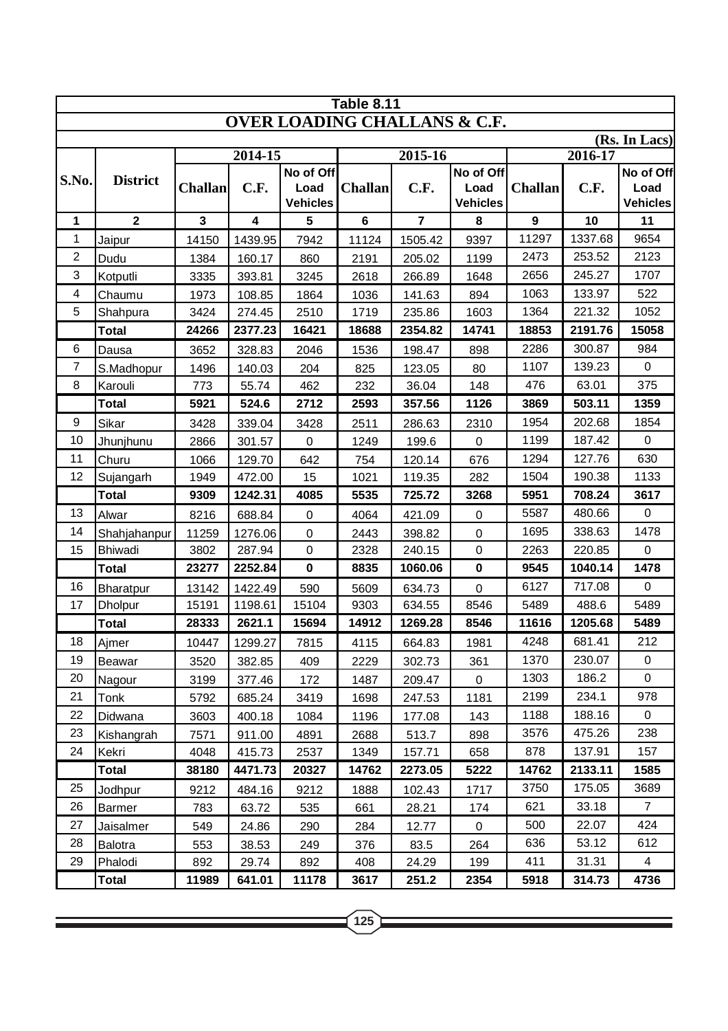## Table 8.11

## OVER LOADING CHALLANS & C.F.

(Rs. In Lacs)

| S.No. | District | 2014-15 | | | 2015-16 | | | 2016-17 | | |
|---|---|---|---|---|---|---|---|---|---|---|
| | | Challan | C.F. | No of Off Load Vehicles | Challan | C.F. | No of Off Load Vehicles | Challan | C.F. | No of Off Load Vehicles |
| 1 | 2 | 3 | 4 | 5 | 6 | 7 | 8 | 9 | 10 | 11 |
| 1 | Jaipur | 14150 | 1439.95 | 7942 | 11124 | 1505.42 | 9397 | 11297 | 1337.68 | 9654 |
| 2 | Dudu | 1384 | 160.17 | 860 | 2191 | 205.02 | 1199 | 2473 | 253.52 | 2123 |
| 3 | Kotputli | 3335 | 393.81 | 3245 | 2618 | 266.89 | 1648 | 2656 | 245.27 | 1707 |
| 4 | Chaumu | 1973 | 108.85 | 1864 | 1036 | 141.63 | 894 | 1063 | 133.97 | 522 |
| 5 | Shahpura | 3424 | 274.45 | 2510 | 1719 | 235.86 | 1603 | 1364 | 221.32 | 1052 |
| | **Total** | **24266** | **2377.23** | **16421** | **18688** | **2354.82** | **14741** | **18853** | **2191.76** | **15058** |
| 6 | Dausa | 3652 | 328.83 | 2046 | 1536 | 198.47 | 898 | 2286 | 300.87 | 984 |
| 7 | S.Madhopur | 1496 | 140.03 | 204 | 825 | 123.05 | 80 | 1107 | 139.23 | 0 |
| 8 | Karouli | 773 | 55.74 | 462 | 232 | 36.04 | 148 | 476 | 63.01 | 375 |
| | **Total** | **5921** | **524.6** | **2712** | **2593** | **357.56** | **1126** | **3869** | **503.11** | **1359** |
| 9 | Sikar | 3428 | 339.04 | 3428 | 2511 | 286.63 | 2310 | 1954 | 202.68 | 1854 |
| 10 | Jhunjhunu | 2866 | 301.57 | 0 | 1249 | 199.6 | 0 | 1199 | 187.42 | 0 |
| 11 | Churu | 1066 | 129.70 | 642 | 754 | 120.14 | 676 | 1294 | 127.76 | 630 |
| 12 | Sujangarh | 1949 | 472.00 | 15 | 1021 | 119.35 | 282 | 1504 | 190.38 | 1133 |
| | **Total** | **9309** | **1242.31** | **4085** | **5535** | **725.72** | **3268** | **5951** | **708.24** | **3617** |
| 13 | Alwar | 8216 | 688.84 | 0 | 4064 | 421.09 | 0 | 5587 | 480.66 | 0 |
| 14 | Shahjahanpur | 11259 | 1276.06 | 0 | 2443 | 398.82 | 0 | 1695 | 338.63 | 1478 |
| 15 | Bhiwadi | 3802 | 287.94 | 0 | 2328 | 240.15 | 0 | 2263 | 220.85 | 0 |
| | **Total** | **23277** | **2252.84** | **0** | **8835** | **1060.06** | **0** | **9545** | **1040.14** | **1478** |
| 16 | Bharatpur | 13142 | 1422.49 | 590 | 5609 | 634.73 | 0 | 6127 | 717.08 | 0 |
| 17 | Dholpur | 15191 | 1198.61 | 15104 | 9303 | 634.55 | 8546 | 5489 | 488.6 | 5489 |
| | **Total** | **28333** | **2621.1** | **15694** | **14912** | **1269.28** | **8546** | **11616** | **1205.68** | **5489** |
| 18 | Ajmer | 10447 | 1299.27 | 7815 | 4115 | 664.83 | 1981 | 4248 | 681.41 | 212 |
| 19 | Beawar | 3520 | 382.85 | 409 | 2229 | 302.73 | 361 | 1370 | 230.07 | 0 |
| 20 | Nagour | 3199 | 377.46 | 172 | 1487 | 209.47 | 0 | 1303 | 186.2 | 0 |
| 21 | Tonk | 5792 | 685.24 | 3419 | 1698 | 247.53 | 1181 | 2199 | 234.1 | 978 |
| 22 | Didwana | 3603 | 400.18 | 1084 | 1196 | 177.08 | 143 | 1188 | 188.16 | 0 |
| 23 | Kishangrah | 7571 | 911.00 | 4891 | 2688 | 513.7 | 898 | 3576 | 475.26 | 238 |
| 24 | Kekri | 4048 | 415.73 | 2537 | 1349 | 157.71 | 658 | 878 | 137.91 | 157 |
| | **Total** | **38180** | **4471.73** | **20327** | **14762** | **2273.05** | **5222** | **14762** | **2133.11** | **1585** |
| 25 | Jodhpur | 9212 | 484.16 | 9212 | 1888 | 102.43 | 1717 | 3750 | 175.05 | 3689 |
| 26 | Barmer | 783 | 63.72 | 535 | 661 | 28.21 | 174 | 621 | 33.18 | 7 |
| 27 | Jaisalmer | 549 | 24.86 | 290 | 284 | 12.77 | 0 | 500 | 22.07 | 424 |
| 28 | Balotra | 553 | 38.53 | 249 | 376 | 83.5 | 264 | 636 | 53.12 | 612 |
| 29 | Phalodi | 892 | 29.74 | 892 | 408 | 24.29 | 199 | 411 | 31.31 | 4 |
| | **Total** | **11989** | **641.01** | **11178** | **3617** | **251.2** | **2354** | **5918** | **314.73** | **4736** |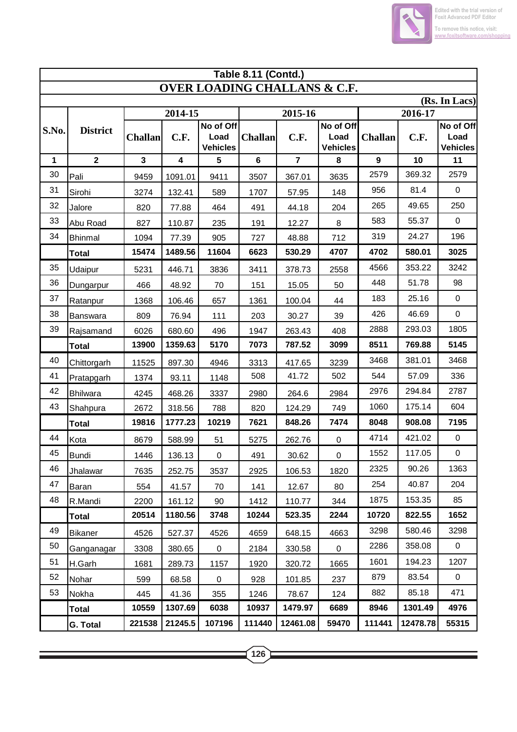| Table 8.11 (Contd.) | | | | | | | | | | |
|---|---|---|---|---|---|---|---|---|---|---|
| **OVER LOADING CHALLANS & C.F.** | | | | | | | | | | |
| (Rs. In Lacs) | | | | | | | | | | |
| S.No. | District | 2014-15 | | | 2015-16 | | | 2016-17 | | |
| | | Challan | C.F. | No of Off Load Vehicles | Challan | C.F. | No of Off Load Vehicles | Challan | C.F. | No of Off Load Vehicles |
| 1 | 2 | 3 | 4 | 5 | 6 | 7 | 8 | 9 | 10 | 11 |
| 30 | Pali | 9459 | 1091.01 | 9411 | 3507 | 367.01 | 3635 | 2579 | 369.32 | 2579 |
| 31 | Sirohi | 3274 | 132.41 | 589 | 1707 | 57.95 | 148 | 956 | 81.4 | 0 |
| 32 | Jalore | 820 | 77.88 | 464 | 491 | 44.18 | 204 | 265 | 49.65 | 250 |
| 33 | Abu Road | 827 | 110.87 | 235 | 191 | 12.27 | 8 | 583 | 55.37 | 0 |
| 34 | Bhinmal | 1094 | 77.39 | 905 | 727 | 48.88 | 712 | 319 | 24.27 | 196 |
| | **Total** | **15474** | **1489.56** | **11604** | **6623** | **530.29** | **4707** | **4702** | **580.01** | **3025** |
| 35 | Udaipur | 5231 | 446.71 | 3836 | 3411 | 378.73 | 2558 | 4566 | 353.22 | 3242 |
| 36 | Dungarpur | 466 | 48.92 | 70 | 151 | 15.05 | 50 | 448 | 51.78 | 98 |
| 37 | Ratanpur | 1368 | 106.46 | 657 | 1361 | 100.04 | 44 | 183 | 25.16 | 0 |
| 38 | Banswara | 809 | 76.94 | 111 | 203 | 30.27 | 39 | 426 | 46.69 | 0 |
| 39 | Rajsamand | 6026 | 680.60 | 496 | 1947 | 263.43 | 408 | 2888 | 293.03 | 1805 |
| | **Total** | **13900** | **1359.63** | **5170** | **7073** | **787.52** | **3099** | **8511** | **769.88** | **5145** |
| 40 | Chittorgarh | 11525 | 897.30 | 4946 | 3313 | 417.65 | 3239 | 3468 | 381.01 | 3468 |
| 41 | Pratapgarh | 1374 | 93.11 | 1148 | 508 | 41.72 | 502 | 544 | 57.09 | 336 |
| 42 | Bhilwara | 4245 | 468.26 | 3337 | 2980 | 264.6 | 2984 | 2976 | 294.84 | 2787 |
| 43 | Shahpura | 2672 | 318.56 | 788 | 820 | 124.29 | 749 | 1060 | 175.14 | 604 |
| | **Total** | **19816** | **1777.23** | **10219** | **7621** | **848.26** | **7474** | **8048** | **908.08** | **7195** |
| 44 | Kota | 8679 | 588.99 | 51 | 5275 | 262.76 | 0 | 4714 | 421.02 | 0 |
| 45 | Bundi | 1446 | 136.13 | 0 | 491 | 30.62 | 0 | 1552 | 117.05 | 0 |
| 46 | Jhalawar | 7635 | 252.75 | 3537 | 2925 | 106.53 | 1820 | 2325 | 90.26 | 1363 |
| 47 | Baran | 554 | 41.57 | 70 | 141 | 12.67 | 80 | 254 | 40.87 | 204 |
| 48 | R.Mandi | 2200 | 161.12 | 90 | 1412 | 110.77 | 344 | 1875 | 153.35 | 85 |
| | **Total** | **20514** | **1180.56** | **3748** | **10244** | **523.35** | **2244** | **10720** | **822.55** | **1652** |
| 49 | Bikaner | 4526 | 527.37 | 4526 | 4659 | 648.15 | 4663 | 3298 | 580.46 | 3298 |
| 50 | Ganganagar | 3308 | 380.65 | 0 | 2184 | 330.58 | 0 | 2286 | 358.08 | 0 |
| 51 | H.Garh | 1681 | 289.73 | 1157 | 1920 | 320.72 | 1665 | 1601 | 194.23 | 1207 |
| 52 | Nohar | 599 | 68.58 | 0 | 928 | 101.85 | 237 | 879 | 83.54 | 0 |
| 53 | Nokha | 445 | 41.36 | 355 | 1246 | 78.67 | 124 | 882 | 85.18 | 471 |
| | **Total** | **10559** | **1307.69** | **6038** | **10937** | **1479.97** | **6689** | **8946** | **1301.49** | **4976** |
| | **G. Total** | **221538** | **21245.5** | **107196** | **111440** | **12461.08** | **59470** | **111441** | **12478.78** | **55315** |